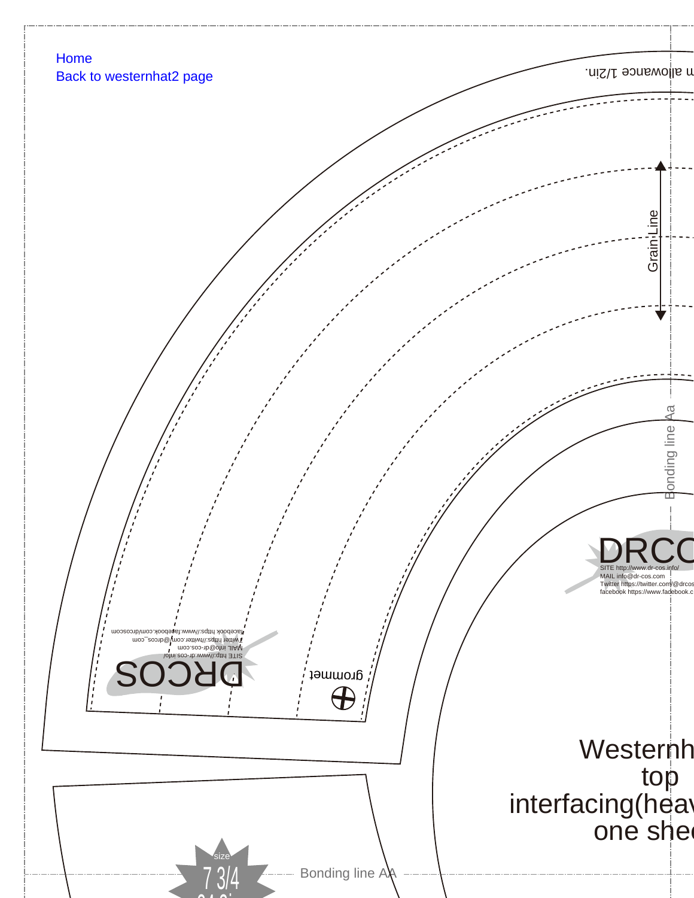Home
Back to westernhat2 page

m allowance 1/2in.

Grain Line

Bonding line Aa

DRCOS
SITE http://www.dr-cos.info/
MAIL info@dr-cos.com
Twitter https://twitter.com/@drcos_com
facebook https://www.facebook.com/drcoscom

grommet

DRCO
SITE http://www.dr-cos.info/
MAIL info@dr-cos.com
Twitter https://twitter.com/@drcos
facebook https://www.facebook.c

Westernh
top
interfacing(heav
one shee

size
7 3/4

Bonding line AA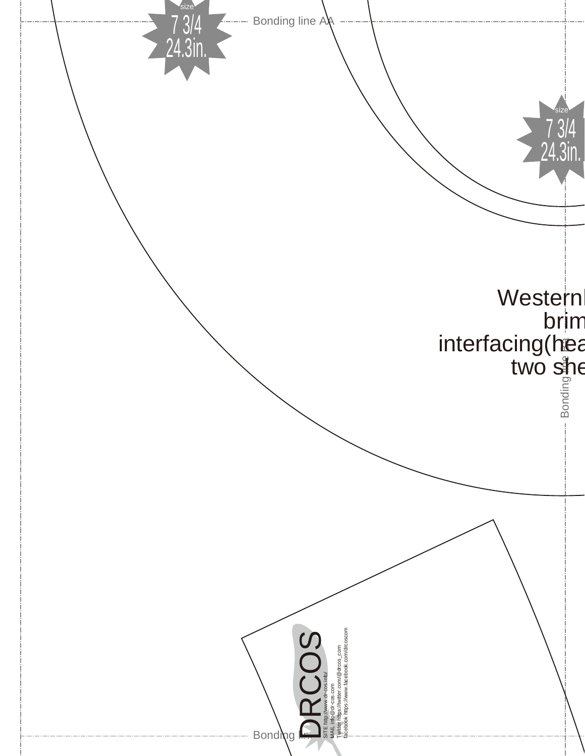size
7 3/4
24.3in.

Bonding line AA

size
7 3/4
24.3in.

Western
brim
interfacing(hea
two she

Bonding line

DRCOS

SITE http://www.dr-cos.info/
MAIL info@dr-cos.com
Twitter https://twitter.com/@drcos_com
facebook https://www.facebook.com/drcoscom

Bonding li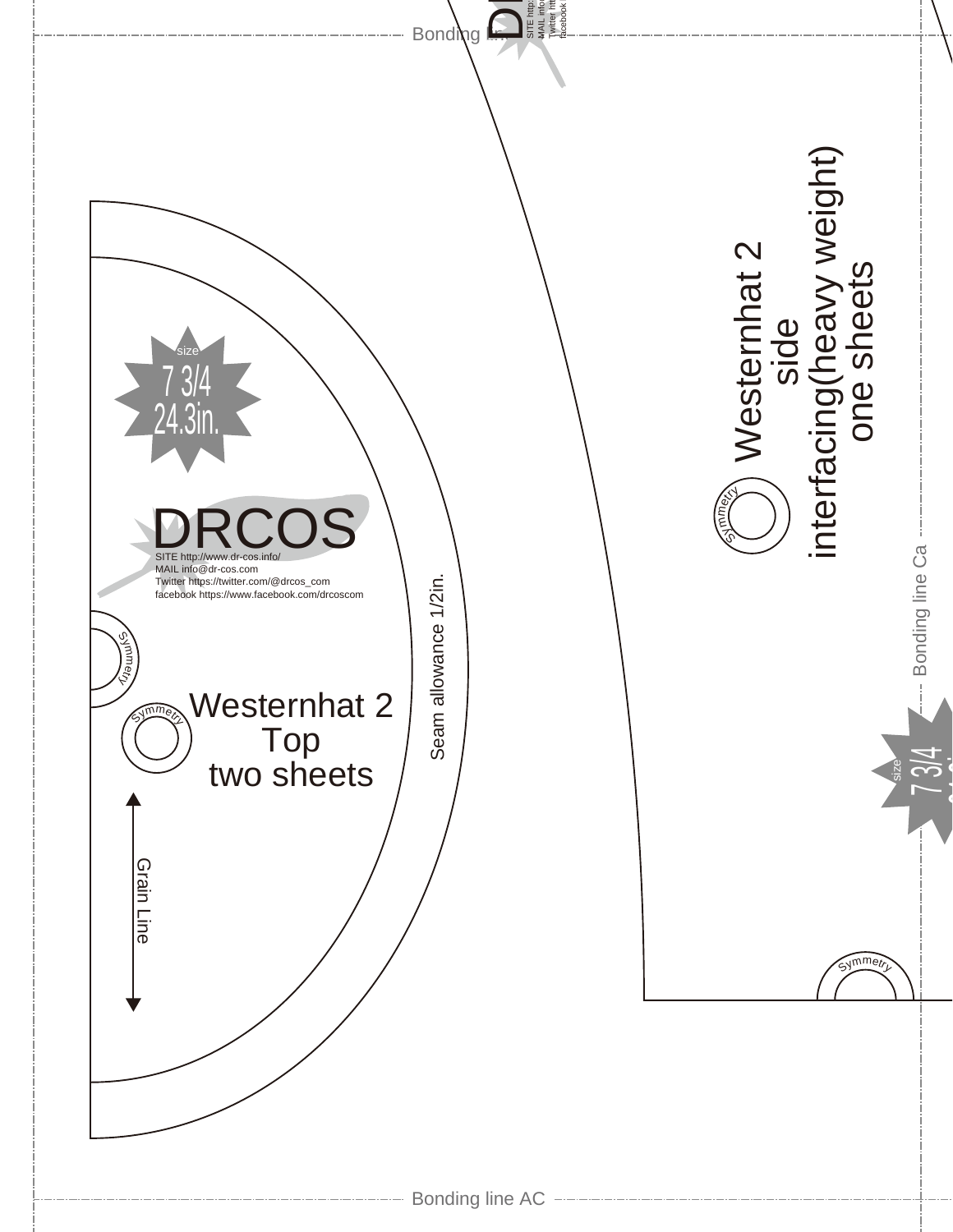Bonding line

size
7 3/4
24.3in.

DRCOS
SITE http://www.dr-cos.info/
MAIL info@dr-cos.com
Twitter https://twitter.com/@drcos_com
facebook https://www.facebook.com/drcoscom

Symmetry

Symmetry

Westernhat 2
Top
two sheets

Grain Line

Seam allowance 1/2in.

Westernhat 2
side
interfacing(heavy weight)
one sheets

Symmetry

Bonding line Ca

size
7 3/4

Symmetry

Bonding line AC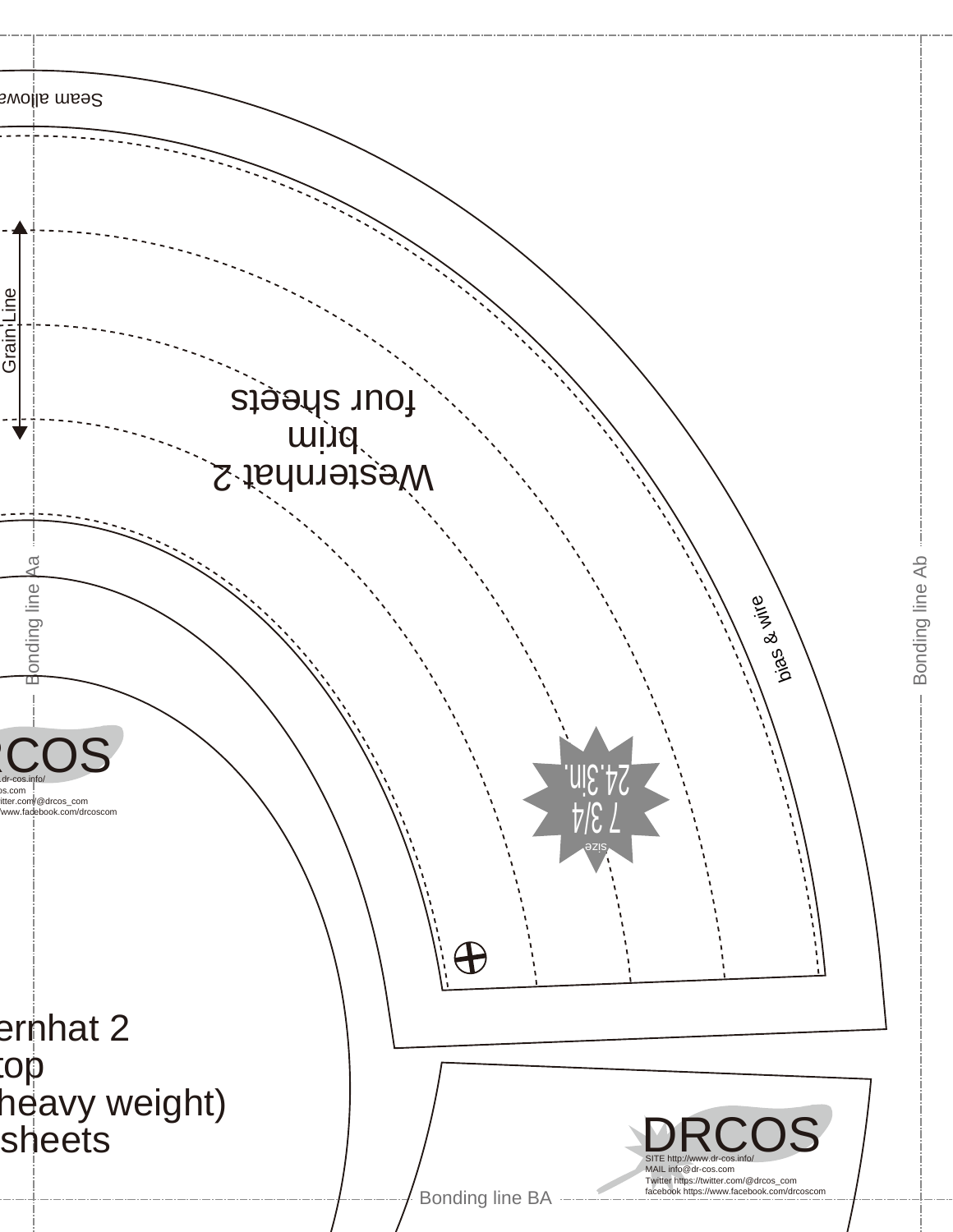Seam allowa

Grain Line

Westernhat 2
brim
four sheets

Bonding line Aa

Bonding line Ab

bias & wire

size
7 3/4
24.3in.

RCOS
.dr-cos.info/
os.com
itter.com/@drcos_com
www.facebook.com/drcoscom

ernhat 2
top
heavy weight)
sheets

DRCOS
SITE http://www.dr-cos.info/
MAIL info@dr-cos.com
Twitter https://twitter.com/@drcos_com
facebook https://www.facebook.com/drcoscom

Bonding line BA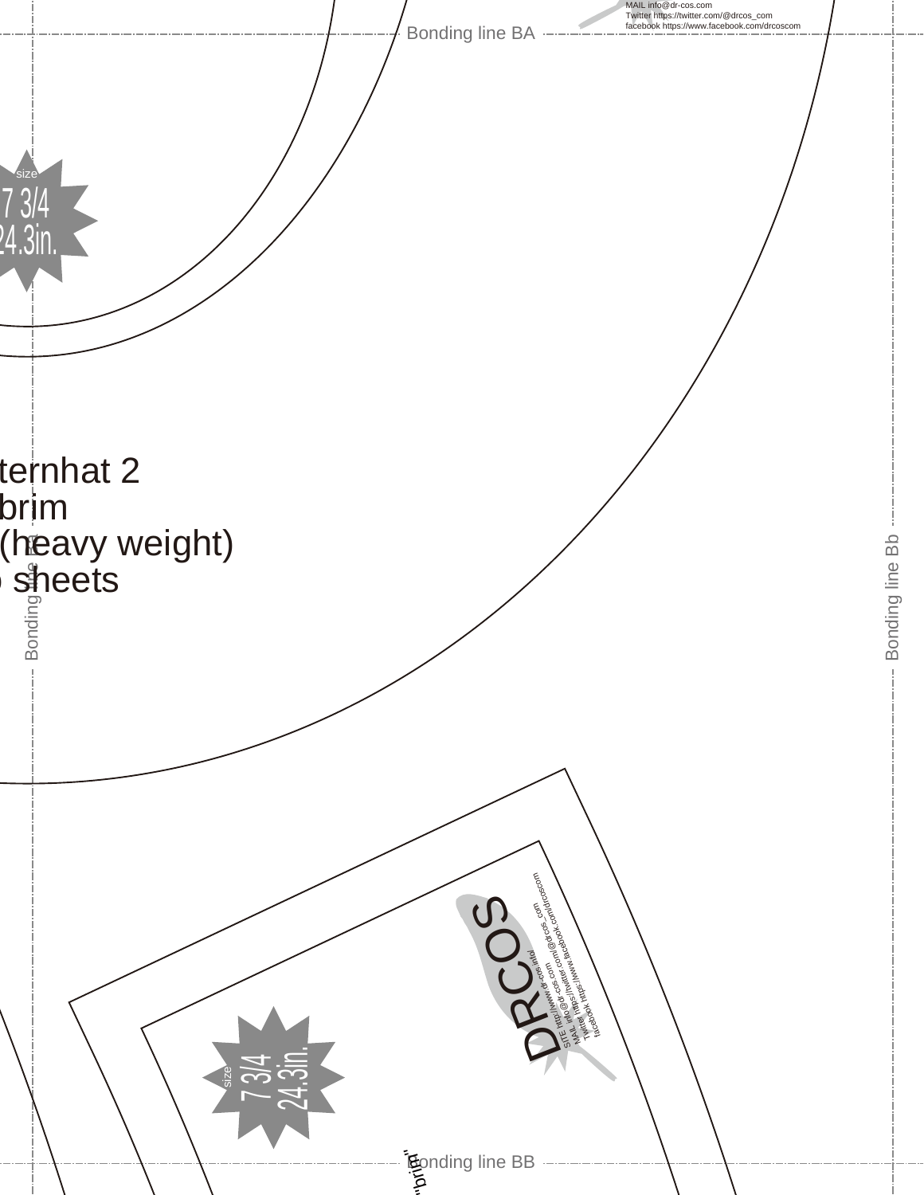MAIL info@dr-cos.com
Twitter https://twitter.com/@drcos_com
facebook https://www.facebook.com/drcoscom

Bonding line BA

size
7 3/4
24.3in.

ternhat 2
brim
(heavy weight)
sheets

Bonding line Ba

Bonding line Bb

DRCOS

SITE http://www.dr-cos.info
MAIL info@dr-cos.com
Twitter https://twitter.com/@drcos_com
facebook https://www.facebook.com/drcoscom

size
7 3/4
24.3in.

"brim"

Bonding line BB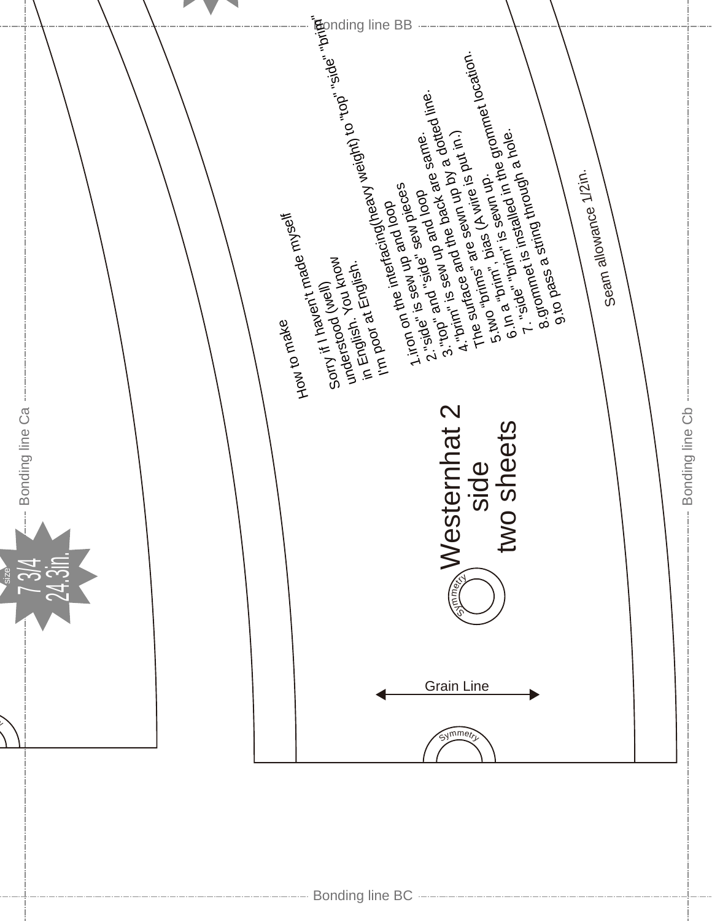Bonding line BB

Bonding line Ca

Bonding line Cb

Bonding line BC

size 7 3/4 24.3in.

How to make

Sorry if I haven't made myself understood (well) in English. You know I'm poor at English.

1.iron on the interfacing(heavy weight) to "top" "side" "brim" and loop
2."side" is sew up and pieces
3."side" and "side" sew loop
3."top" is sew up and back are same.
4."brim" is sew up the back by a dotted line.
The surface and the sewn up is put in.)
5.two "brims" are sewn up (A wire is put in.)
6.In a "brim", bias is sewn up.
7."side" "brim" is sewn in the grommet location.
8.grommet is installed in a hole.
9.to pass a string through a hole.

Seam allowance 1/2in.

Westernhat 2
side
two sheets

Symmetry

Grain Line

Symmetry